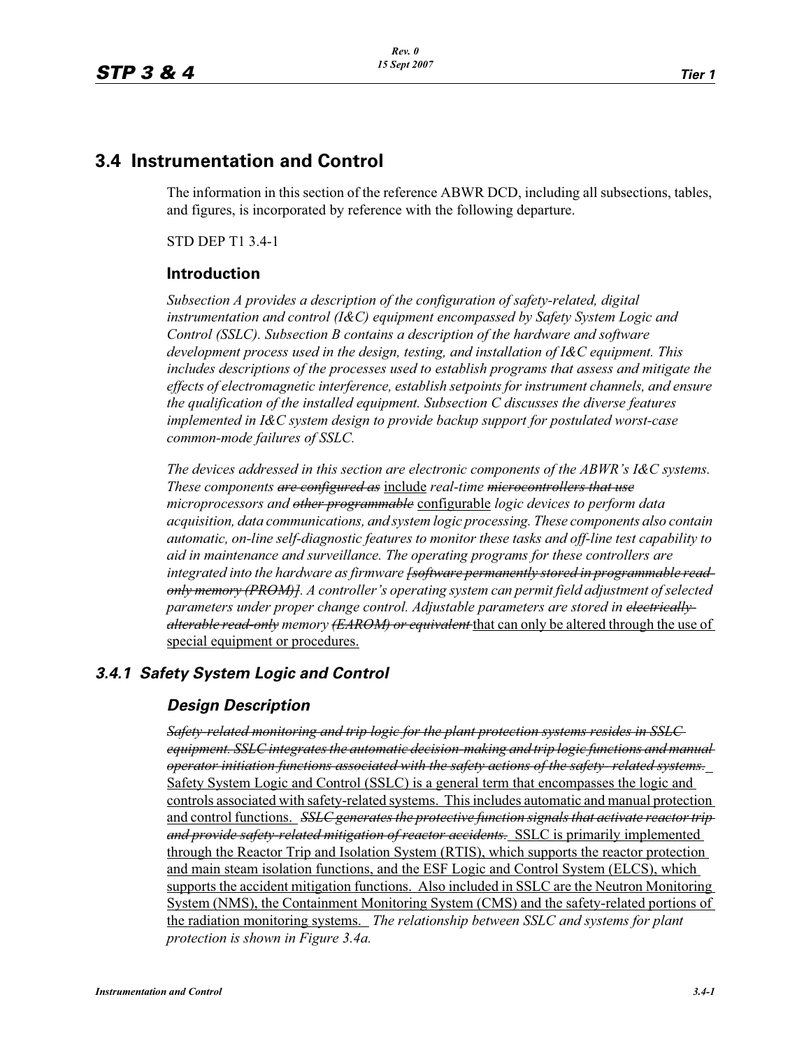# 3.4 Instrumentation and Control

The information in this section of the reference ABWR DCD, including all subsections, tables, and figures, is incorporated by reference with the following departure.

STD DEP T1 3.4-1

## Introduction

*Subsection A provides a description of the configuration of safety-related, digital instrumentation and control (I&C) equipment encompassed by Safety System Logic and Control (SSLC). Subsection B contains a description of the hardware and software development process used in the design, testing, and installation of I&C equipment. This includes descriptions of the processes used to establish programs that assess and mitigate the effects of electromagnetic interference, establish setpoints for instrument channels, and ensure the qualification of the installed equipment. Subsection C discusses the diverse features implemented in I&C system design to provide backup support for postulated worst-case common-mode failures of SSLC.*

*The devices addressed in this section are electronic components of the ABWR's I&C systems. These components ~~are configured as~~* <u>include</u> *real-time ~~microcontrollers that use~~ microprocessors and ~~other programmable~~* <u>configurable</u> *logic devices to perform data acquisition, data communications, and system logic processing. These components also contain automatic, on-line self-diagnostic features to monitor these tasks and off-line test capability to aid in maintenance and surveillance. The operating programs for these controllers are integrated into the hardware as firmware ~~[software permanently stored in programmable read-only memory (PROM)]~~. A controller's operating system can permit field adjustment of selected parameters under proper change control. Adjustable parameters are stored in ~~electrically-alterable read-only~~ memory ~~(EAROM) or equivalent~~* <u>that can only be altered through the use of special equipment or procedures.</u>

## 3.4.1 Safety System Logic and Control

### Design Description

*~~Safety-related monitoring and trip logic for the plant protection systems resides in SSLC equipment. SSLC integrates the automatic decision-making and trip logic functions and manual operator-initiation functions associated with the safety actions of the safety- related systems.~~* <u>Safety System Logic and Control (SSLC) is a general term that encompasses the logic and controls associated with safety-related systems. This includes automatic and manual protection and control functions.</u> *~~SSLC generates the protective function signals that activate reactor trip and provide safety-related mitigation of reactor accidents.~~* <u>SSLC is primarily implemented through the Reactor Trip and Isolation System (RTIS), which supports the reactor protection and main steam isolation functions, and the ESF Logic and Control System (ELCS), which supports the accident mitigation functions. Also included in SSLC are the Neutron Monitoring System (NMS), the Containment Monitoring System (CMS) and the safety-related portions of the radiation monitoring systems.</u> *The relationship between SSLC and systems for plant protection is shown in Figure 3.4a.*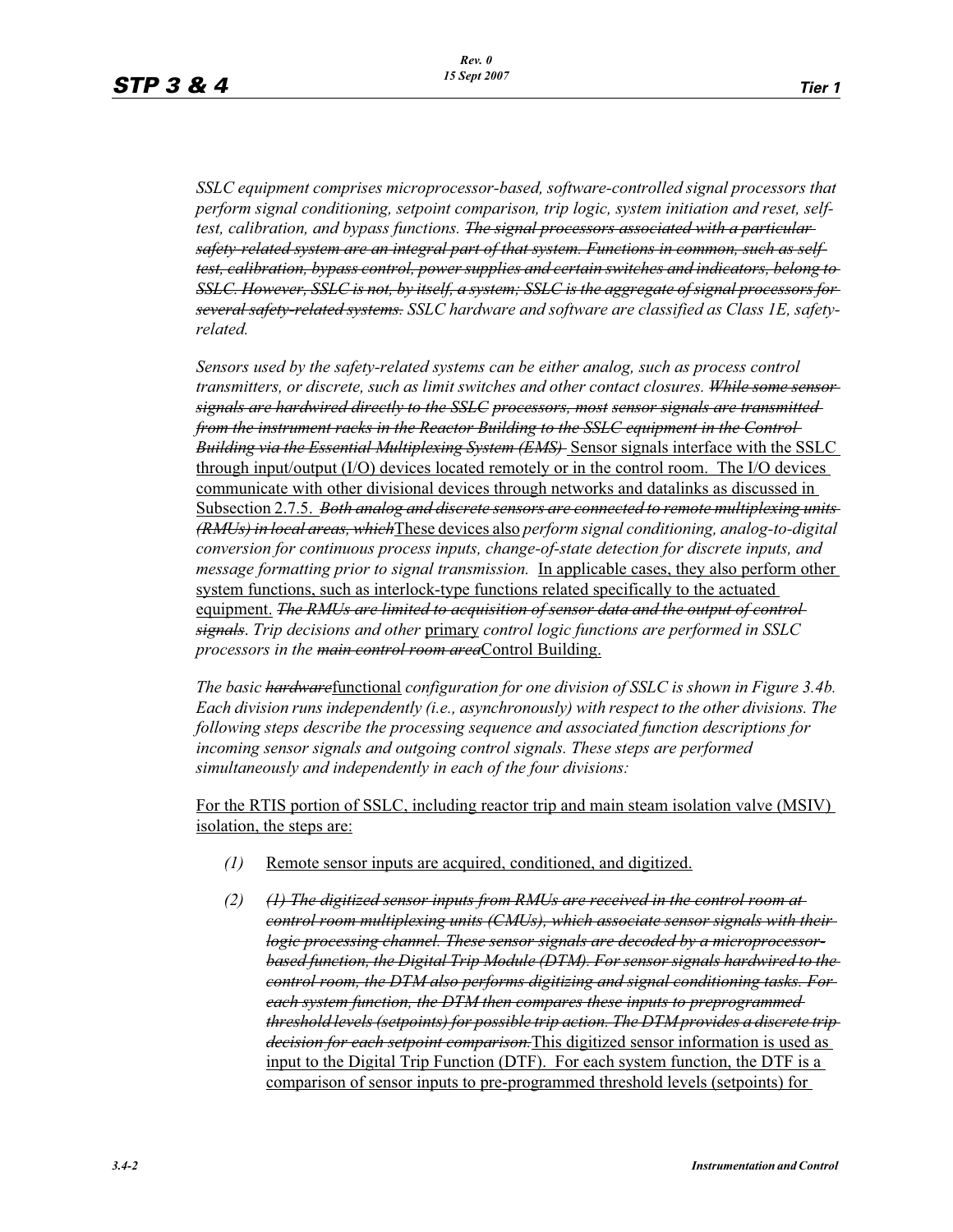*SSLC equipment comprises microprocessor-based, software-controlled signal processors that perform signal conditioning, setpoint comparison, trip logic, system initiation and reset, self-test, calibration, and bypass functions.* ~~*The signal processors associated with a particular safety-related system are an integral part of that system. Functions in common, such as self-test, calibration, bypass control, power supplies and certain switches and indicators, belong to SSLC. However, SSLC is not, by itself, a system; SSLC is the aggregate of signal processors for several safety-related systems.*~~ *SSLC hardware and software are classified as Class 1E, safety-related.*

*Sensors used by the safety-related systems can be either analog, such as process control transmitters, or discrete, such as limit switches and other contact closures.* ~~*While some sensor signals are hardwired directly to the SSLC processors, most sensor signals are transmitted from the instrument racks in the Reactor Building to the SSLC equipment in the Control Building via the Essential Multiplexing System (EMS)*~~ Sensor signals interface with the SSLC through input/output (I/O) devices located remotely or in the control room. The I/O devices communicate with other divisional devices through networks and datalinks as discussed in Subsection 2.7.5. ~~*Both analog and discrete sensors are connected to remote multiplexing units (RMUs) in local areas, which*~~These devices also *perform signal conditioning, analog-to-digital conversion for continuous process inputs, change-of-state detection for discrete inputs, and message formatting prior to signal transmission.* In applicable cases, they also perform other system functions, such as interlock-type functions related specifically to the actuated equipment. ~~*The RMUs are limited to acquisition of sensor data and the output of control signals*~~*. Trip decisions and other* primary *control logic functions are performed in SSLC processors in the* ~~*main control room area*~~Control Building.

*The basic* ~~*hardware*~~functional *configuration for one division of SSLC is shown in Figure 3.4b. Each division runs independently (i.e., asynchronously) with respect to the other divisions. The following steps describe the processing sequence and associated function descriptions for incoming sensor signals and outgoing control signals. These steps are performed simultaneously and independently in each of the four divisions:*

For the RTIS portion of SSLC, including reactor trip and main steam isolation valve (MSIV) isolation, the steps are:

*(1)* Remote sensor inputs are acquired, conditioned, and digitized.

*(2)* ~~*(1) The digitized sensor inputs from RMUs are received in the control room at control room multiplexing units (CMUs), which associate sensor signals with their logic processing channel. These sensor signals are decoded by a microprocessor-based function, the Digital Trip Module (DTM). For sensor signals hardwired to the control room, the DTM also performs digitizing and signal conditioning tasks. For each system function, the DTM then compares these inputs to preprogrammed threshold levels (setpoints) for possible trip action. The DTM provides a discrete trip decision for each setpoint comparison.*~~This digitized sensor information is used as input to the Digital Trip Function (DTF). For each system function, the DTF is a comparison of sensor inputs to pre-programmed threshold levels (setpoints) for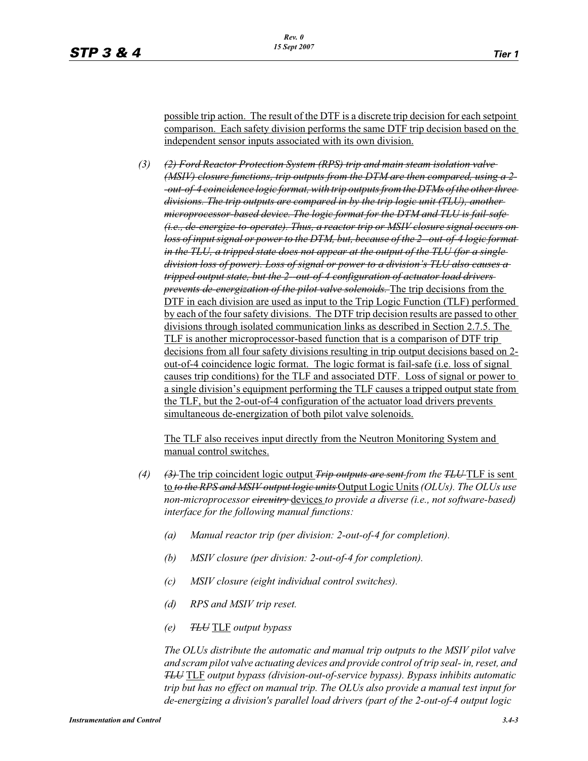possible trip action. The result of the DTF is a discrete trip decision for each setpoint comparison. Each safety division performs the same DTF trip decision based on the independent sensor inputs associated with its own division.

(3) ~~*(2) Ford Reactor Protection System (RPS) trip and main steam isolation valve (MSIV) closure functions, trip outputs from the DTM are then compared, using a 2-out-of-4 coincidence logic format, with trip outputs from the DTMs of the other three divisions. The trip outputs are compared in by the trip logic unit (TLU), another microprocessor-based device. The logic format for the DTM and TLU is fail-safe (i.e., de-energize-to-operate). Thus, a reactor trip or MSIV closure signal occurs on loss of input signal or power to the DTM, but, because of the 2-out-of-4 logic format in the TLU, a tripped state does not appear at the output of the TLU (for a single division loss of power). Loss of signal or power to a division's TLU also causes a tripped output state, but the 2-out-of-4 configuration of actuator load drivers prevents de-energization of the pilot valve solenoids.*~~ The trip decisions from the DTF in each division are used as input to the Trip Logic Function (TLF) performed by each of the four safety divisions. The DTF trip decision results are passed to other divisions through isolated communication links as described in Section 2.7.5. The TLF is another microprocessor-based function that is a comparison of DTF trip decisions from all four safety divisions resulting in trip output decisions based on 2-out-of-4 coincidence logic format. The logic format is fail-safe (i.e. loss of signal causes trip conditions) for the TLF and associated DTF. Loss of signal or power to a single division's equipment performing the TLF causes a tripped output state from the TLF, but the 2-out-of-4 configuration of the actuator load drivers prevents simultaneous de-energization of both pilot valve solenoids.

The TLF also receives input directly from the Neutron Monitoring System and manual control switches.

(4) ~~*(3)*~~ The trip coincident logic output ~~*Trip outputs are sent*~~ *from the* ~~*TLU*~~ TLF is sent to ~~*to the RPS and MSIV output logic units*~~ Output Logic Units *(OLUs). The OLUs use non-microprocessor* ~~*circuitry*~~ devices *to provide a diverse (i.e., not software-based) interface for the following manual functions:*

- *(a) Manual reactor trip (per division: 2-out-of-4 for completion).*
- *(b) MSIV closure (per division: 2-out-of-4 for completion).*
- *(c) MSIV closure (eight individual control switches).*
- *(d) RPS and MSIV trip reset.*
- *(e)* ~~*TLU*~~ TLF *output bypass*

*The OLUs distribute the automatic and manual trip outputs to the MSIV pilot valve and scram pilot valve actuating devices and provide control of trip seal- in, reset, and* ~~*TLU*~~ TLF *output bypass (division-out-of-service bypass). Bypass inhibits automatic trip but has no effect on manual trip. The OLUs also provide a manual test input for de-energizing a division's parallel load drivers (part of the 2-out-of-4 output logic*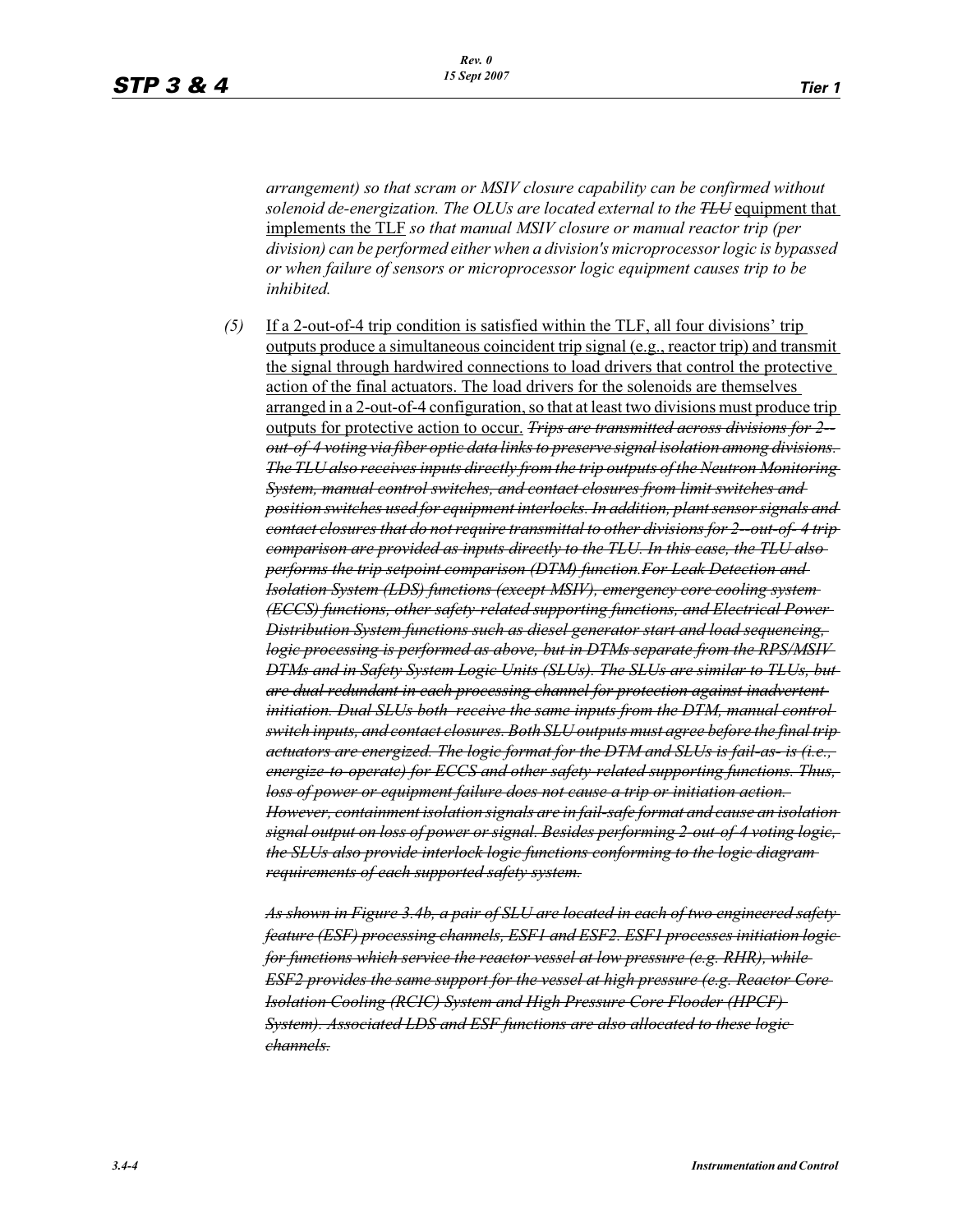*arrangement) so that scram or MSIV closure capability can be confirmed without solenoid de-energization. The OLUs are located external to the ~~TLU~~* equipment that implements the TLF *so that manual MSIV closure or manual reactor trip (per division) can be performed either when a division's microprocessor logic is bypassed or when failure of sensors or microprocessor logic equipment causes trip to be inhibited.*

*(5)* If a 2-out-of-4 trip condition is satisfied within the TLF, all four divisions' trip outputs produce a simultaneous coincident trip signal (e.g., reactor trip) and transmit the signal through hardwired connections to load drivers that control the protective action of the final actuators. The load drivers for the solenoids are themselves arranged in a 2-out-of-4 configuration, so that at least two divisions must produce trip outputs for protective action to occur. *~~Trips are transmitted across divisions for 2--out-of-4 voting via fiber optic data links to preserve signal isolation among divisions. The TLU also receives inputs directly from the trip outputs of the Neutron Monitoring System, manual control switches, and contact closures from limit switches and position switches used for equipment interlocks. In addition, plant sensor signals and contact closures that do not require transmittal to other divisions for 2--out-of-4 trip comparison are provided as inputs directly to the TLU. In this case, the TLU also performs the trip setpoint comparison (DTM) function.For Leak Detection and Isolation System (LDS) functions (except MSIV), emergency core cooling system (ECCS) functions, other safety-related supporting functions, and Electrical Power Distribution System functions such as diesel generator start and load sequencing, logic processing is performed as above, but in DTMs separate from the RPS/MSIV DTMs and in Safety System Logic Units (SLUs). The SLUs are similar to TLUs, but are dual-redundant in each processing channel for protection against inadvertent initiation. Dual SLUs both receive the same inputs from the DTM, manual control switch inputs, and contact closures. Both SLU outputs must agree before the final trip actuators are energized. The logic format for the DTM and SLUs is fail-as- is (i.e., energize-to-operate) for ECCS and other safety-related supporting functions. Thus, loss of power or equipment failure does not cause a trip or initiation action. However, containment isolation signals are in fail-safe format and cause an isolation signal output on loss of power or signal. Besides performing 2-out-of-4 voting logic, the SLUs also provide interlock logic functions conforming to the logic diagram requirements of each supported safety system.~~*

*~~As shown in Figure 3.4b, a pair of SLU are located in each of two engineered safety feature (ESF) processing channels, ESF1 and ESF2. ESF1 processes initiation logic for functions which service the reactor vessel at low pressure (e.g. RHR), while ESF2 provides the same support for the vessel at high pressure (e.g. Reactor Core Isolation Cooling (RCIC) System and High Pressure Core Flooder (HPCF) System). Associated LDS and ESF functions are also allocated to these logic channels.~~*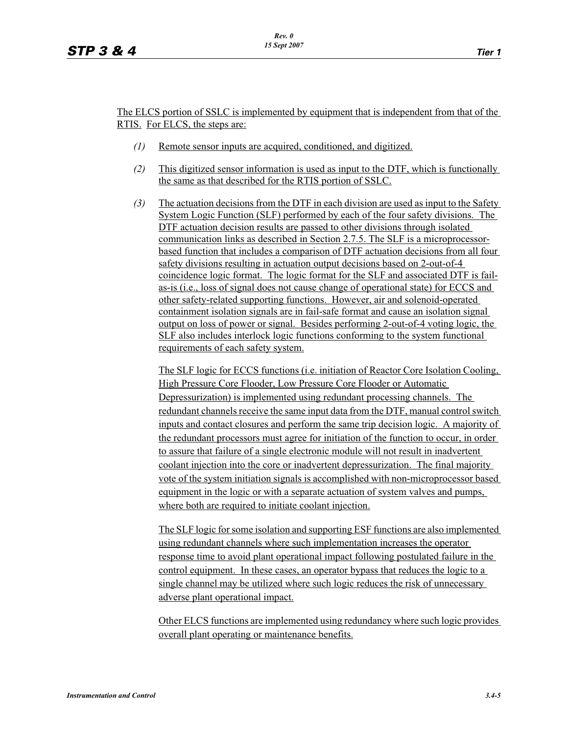The ELCS portion of SSLC is implemented by equipment that is independent from that of the RTIS. For ELCS, the steps are:

*(1)* Remote sensor inputs are acquired, conditioned, and digitized.

*(2)* This digitized sensor information is used as input to the DTF, which is functionally the same as that described for the RTIS portion of SSLC.

*(3)* The actuation decisions from the DTF in each division are used as input to the Safety System Logic Function (SLF) performed by each of the four safety divisions. The DTF actuation decision results are passed to other divisions through isolated communication links as described in Section 2.7.5. The SLF is a microprocessor-based function that includes a comparison of DTF actuation decisions from all four safety divisions resulting in actuation output decisions based on 2-out-of-4 coincidence logic format. The logic format for the SLF and associated DTF is fail-as-is (i.e., loss of signal does not cause change of operational state) for ECCS and other safety-related supporting functions. However, air and solenoid-operated containment isolation signals are in fail-safe format and cause an isolation signal output on loss of power or signal. Besides performing 2-out-of-4 voting logic, the SLF also includes interlock logic functions conforming to the system functional requirements of each safety system.

The SLF logic for ECCS functions (i.e. initiation of Reactor Core Isolation Cooling, High Pressure Core Flooder, Low Pressure Core Flooder or Automatic Depressurization) is implemented using redundant processing channels. The redundant channels receive the same input data from the DTF, manual control switch inputs and contact closures and perform the same trip decision logic. A majority of the redundant processors must agree for initiation of the function to occur, in order to assure that failure of a single electronic module will not result in inadvertent coolant injection into the core or inadvertent depressurization. The final majority vote of the system initiation signals is accomplished with non-microprocessor based equipment in the logic or with a separate actuation of system valves and pumps, where both are required to initiate coolant injection.

The SLF logic for some isolation and supporting ESF functions are also implemented using redundant channels where such implementation increases the operator response time to avoid plant operational impact following postulated failure in the control equipment. In these cases, an operator bypass that reduces the logic to a single channel may be utilized where such logic reduces the risk of unnecessary adverse plant operational impact.

Other ELCS functions are implemented using redundancy where such logic provides overall plant operating or maintenance benefits.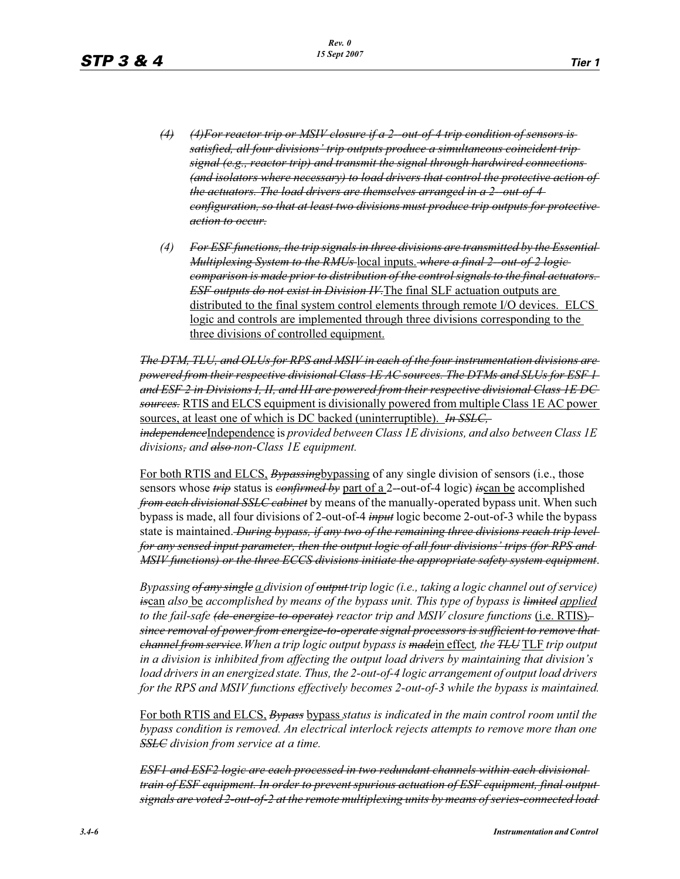(4) ~~(4)For reactor trip or MSIV closure if a 2--out-of-4 trip condition of sensors is satisfied, all four divisions' trip outputs produce a simultaneous coincident trip signal (e.g., reactor trip) and transmit the signal through hardwired connections (and isolators where necessary) to load drivers that control the protective action of the actuators. The load drivers are themselves arranged in a 2--out-of-4 configuration, so that at least two divisions must produce trip outputs for protective action to occur.~~

(4) ~~*For ESF functions, the trip signals in three divisions are transmitted by the Essential Multiplexing System to the RMUs*~~ local inputs. ~~*where a final 2--out-of-2 logic comparison is made prior to distribution of the control signals to the final actuators. ESF outputs do not exist in Division IV.*~~The final SLF actuation outputs are distributed to the final system control elements through remote I/O devices. ELCS logic and controls are implemented through three divisions corresponding to the three divisions of controlled equipment.

~~*The DTM, TLU, and OLUs for RPS and MSIV in each of the four instrumentation divisions are powered from their respective divisional Class 1E AC sources. The DTMs and SLUs for ESF 1 and ESF 2 in Divisions I, II, and III are powered from their respective divisional Class 1E DC sources.*~~ RTIS and ELCS equipment is divisionally powered from multiple Class 1E AC power sources, at least one of which is DC backed (uninterruptible). ~~*In SSLC, independence*~~Independence is *provided between Class 1E divisions, and also between Class 1E divisions~~,~~ and ~~also~~ non-Class 1E equipment.*

For both RTIS and ELCS, ~~*Bypassing*~~bypassing of any single division of sensors (i.e., those sensors whose ~~*trip*~~ status is ~~*confirmed by*~~ part of a 2--out-of-4 logic) ~~*is*~~can be accomplished ~~*from each divisional SSLC cabinet*~~ by means of the manually-operated bypass unit. When such bypass is made, all four divisions of 2-out-of-4 ~~*input*~~ logic become 2-out-of-3 while the bypass state is maintained. ~~*During bypass, if any two of the remaining three divisions reach trip level for any sensed input parameter, then the output logic of all four divisions' trips (for RPS and MSIV functions) or the three ECCS divisions initiate the appropriate safety system equipment*~~.

*Bypassing ~~of any single~~ a division of ~~output~~ trip logic (i.e., taking a logic channel out of service) ~~is~~*can *also* be *accomplished by means of the bypass unit. This type of bypass is ~~limited~~* applied *to the fail-safe ~~(de-energize-to-operate)~~ reactor trip and MSIV closure functions* (i.e. RTIS)~~, *since removal of power from energize-to-operate signal processors is sufficient to remove that channel from service*~~*.When a trip logic output bypass is ~~made~~*in effect*, the ~~TLU~~* TLF *trip output in a division is inhibited from affecting the output load drivers by maintaining that division's load drivers in an energized state. Thus, the 2-out-of-4 logic arrangement of output load drivers for the RPS and MSIV functions effectively becomes 2-out-of-3 while the bypass is maintained.*

For both RTIS and ELCS, ~~*Bypass*~~ bypass *status is indicated in the main control room until the bypass condition is removed. An electrical interlock rejects attempts to remove more than one ~~SSLC~~ division from service at a time.*

~~*ESF1 and ESF2 logic are each processed in two redundant channels within each divisional train of ESF equipment. In order to prevent spurious actuation of ESF equipment, final output signals are voted 2-out-of-2 at the remote multiplexing units by means of series-connected load*~~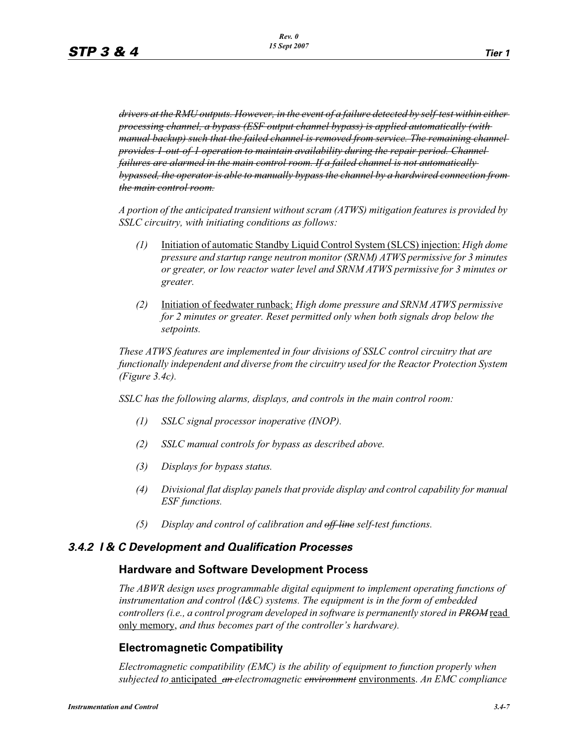*~~drivers at the RMU outputs. However, in the event of a failure detected by self-test within either processing channel, a bypass (ESF output channel bypass) is applied automatically (with manual backup) such that the failed channel is removed from service. The remaining channel provides 1-out-of-1 operation to maintain availability during the repair period. Channel failures are alarmed in the main control room. If a failed channel is not automatically bypassed, the operator is able to manually bypass the channel by a hardwired connection from the main control room.~~*

*A portion of the anticipated transient without scram (ATWS) mitigation features is provided by SSLC circuitry, with initiating conditions as follows:*

*(1)* <u>Initiation of automatic Standby Liquid Control System (SLCS) injection:</u> *High dome pressure and startup range neutron monitor (SRNM) ATWS permissive for 3 minutes or greater, or low reactor water level and SRNM ATWS permissive for 3 minutes or greater.*

*(2)* <u>Initiation of feedwater runback:</u> *High dome pressure and SRNM ATWS permissive for 2 minutes or greater. Reset permitted only when both signals drop below the setpoints.*

*These ATWS features are implemented in four divisions of SSLC control circuitry that are functionally independent and diverse from the circuitry used for the Reactor Protection System (Figure 3.4c).*

*SSLC has the following alarms, displays, and controls in the main control room:*

*(1) SSLC signal processor inoperative (INOP).*

*(2) SSLC manual controls for bypass as described above.*

*(3) Displays for bypass status.*

*(4) Divisional flat display panels that provide display and control capability for manual ESF functions.*

*(5) Display and control of calibration and ~~off-line~~ self-test functions.*

### *3.4.2 I & C Development and Qualification Processes*

#### Hardware and Software Development Process

*The ABWR design uses programmable digital equipment to implement operating functions of instrumentation and control (I&C) systems. The equipment is in the form of embedded controllers (i.e., a control program developed in software is permanently stored in ~~PROM~~* <u>read only memory</u>, *and thus becomes part of the controller's hardware).*

#### Electromagnetic Compatibility

*Electromagnetic compatibility (EMC) is the ability of equipment to function properly when subjected to* <u>anticipated</u> *~~an~~ electromagnetic ~~environment~~* <u>environments</u>. *An EMC compliance*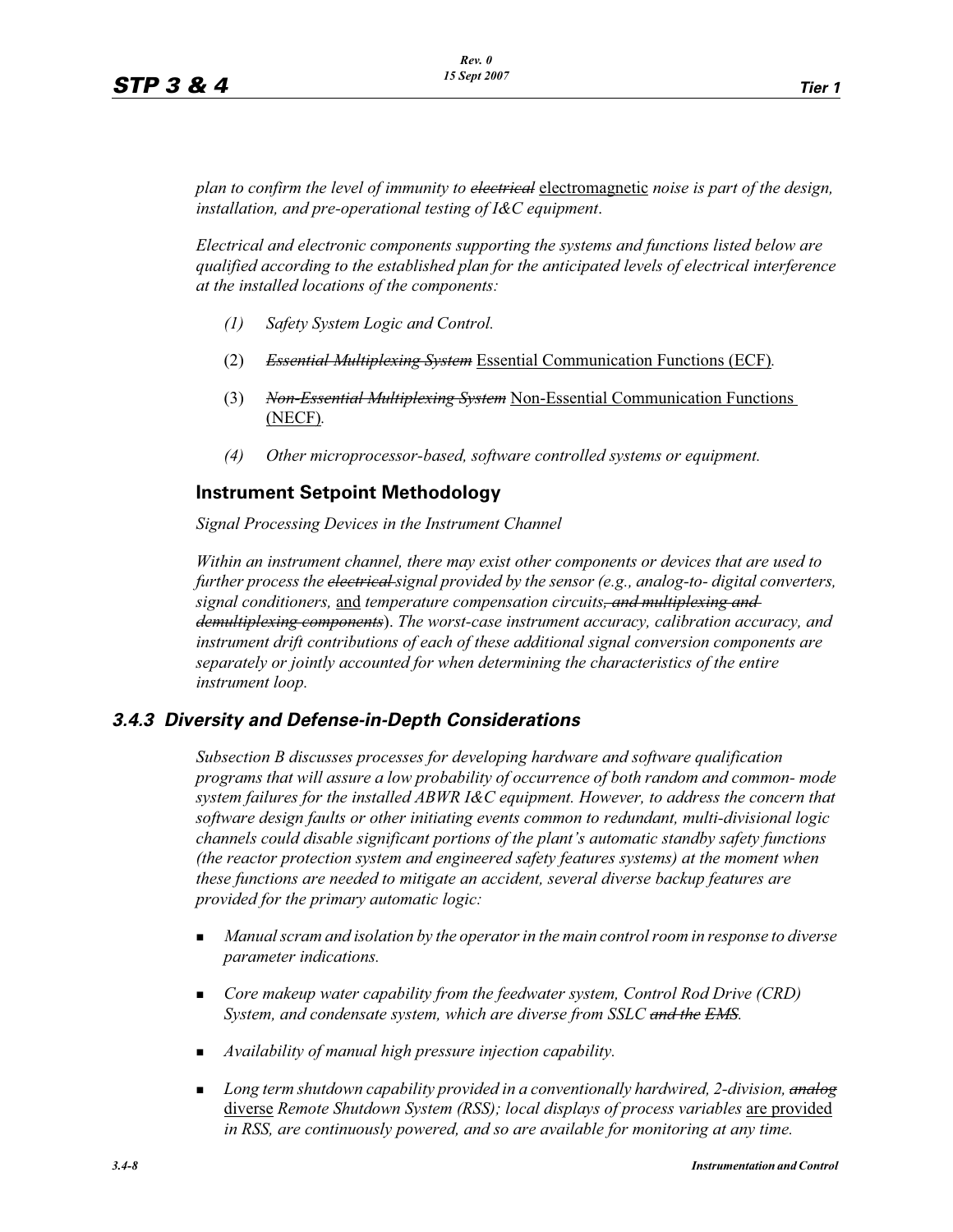*plan to confirm the level of immunity to ~~electrical~~ electromagnetic noise is part of the design, installation, and pre-operational testing of I&C equipment*.

*Electrical and electronic components supporting the systems and functions listed below are qualified according to the established plan for the anticipated levels of electrical interference at the installed locations of the components:*

*(1) Safety System Logic and Control.*

(2) ~~*Essential Multiplexing System*~~ Essential Communication Functions (ECF).

(3) ~~*Non-Essential Multiplexing System*~~ Non-Essential Communication Functions (NECF).

*(4) Other microprocessor-based, software controlled systems or equipment.*

### Instrument Setpoint Methodology

*Signal Processing Devices in the Instrument Channel*

*Within an instrument channel, there may exist other components or devices that are used to further process the ~~electrical~~ signal provided by the sensor (e.g., analog-to- digital converters, signal conditioners,* and *temperature compensation circuits~~, and multiplexing and demultiplexing components~~*). *The worst-case instrument accuracy, calibration accuracy, and instrument drift contributions of each of these additional signal conversion components are separately or jointly accounted for when determining the characteristics of the entire instrument loop.*

## *3.4.3 Diversity and Defense-in-Depth Considerations*

*Subsection B discusses processes for developing hardware and software qualification programs that will assure a low probability of occurrence of both random and common- mode system failures for the installed ABWR I&C equipment. However, to address the concern that software design faults or other initiating events common to redundant, multi-divisional logic channels could disable significant portions of the plant's automatic standby safety functions (the reactor protection system and engineered safety features systems) at the moment when these functions are needed to mitigate an accident, several diverse backup features are provided for the primary automatic logic:*

- *Manual scram and isolation by the operator in the main control room in response to diverse parameter indications.*
- *Core makeup water capability from the feedwater system, Control Rod Drive (CRD) System, and condensate system, which are diverse from SSLC ~~and the EMS~~.*
- *Availability of manual high pressure injection capability.*
- *Long term shutdown capability provided in a conventionally hardwired, 2-division, ~~analog~~* diverse *Remote Shutdown System (RSS); local displays of process variables* are provided *in RSS, are continuously powered, and so are available for monitoring at any time.*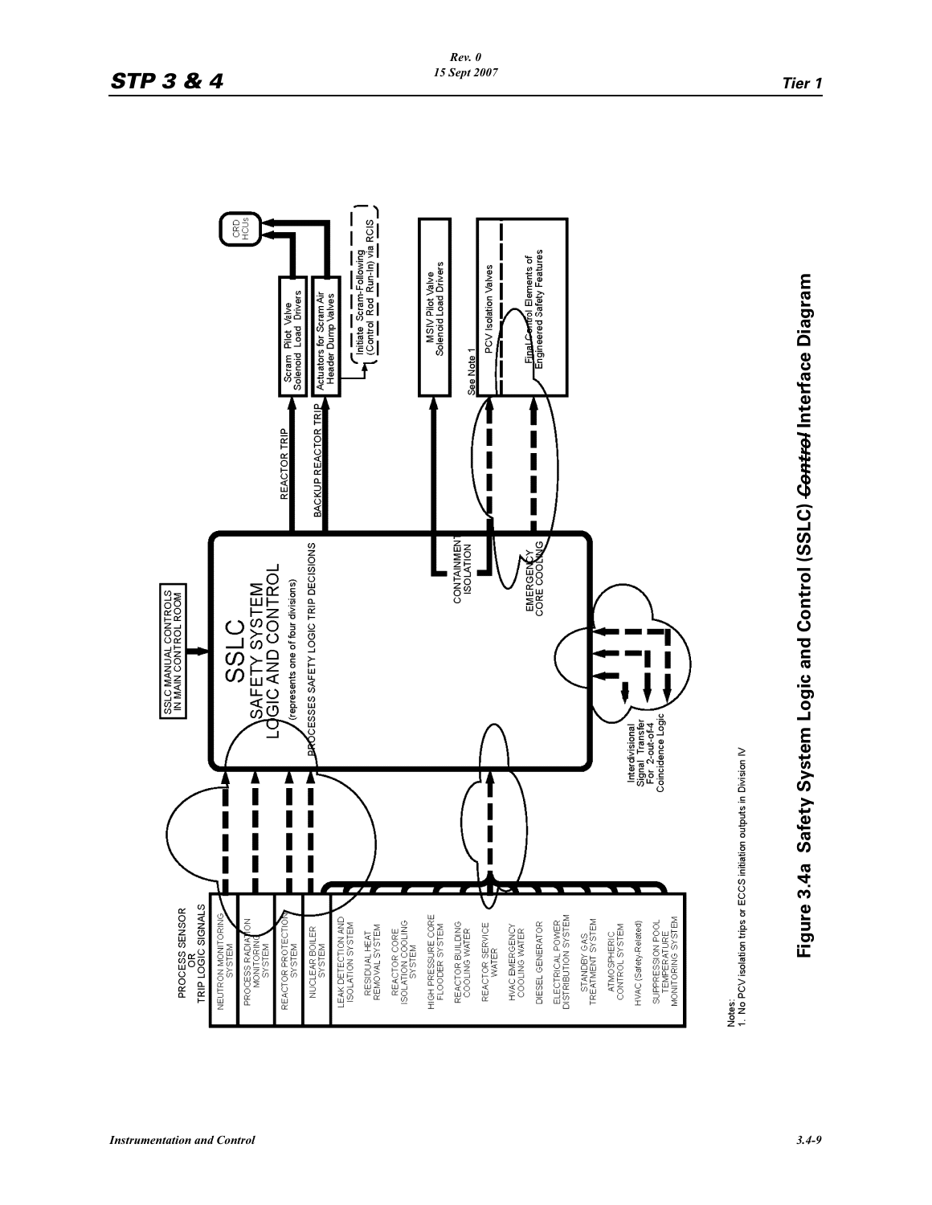PROCESS SENSOR OR TRIP LOGIC SIGNALS

- NEUTRON MONITORING SYSTEM
- PROCESS RADIATION MONITORING SYSTEM
- REACTOR PROTECTION SYSTEM
- NUCLEAR BOILER SYSTEM
- LEAK DETECTION AND ISOLATION SYSTEM
- RESIDUAL HEAT REMOVAL SYSTEM
- REACTOR CORE ISOLATION COOLING SYSTEM
- HIGH PRESSURE CORE FLOODER SYSTEM
- REACTOR BUILDING COOLING WATER
- REACTOR SERVICE WATER
- HVAC EMERGENCY COOLING WATER
- DIESEL GENERATOR
- ELECTRICAL POWER DISTRIBUTION SYSTEM
- STANDBY GAS TREATMENT SYSTEM
- ATMOSPHERIC CONTROL SYSTEM
- HVAC (Safety-Related)
- SUPPRESSION POOL TEMPERATURE MONITORING SYSTEM

SSLC MANUAL CONTROLS IN MAIN CONTROL ROOM

SSLC SAFETY SYSTEM LOGIC AND CONTROL (represents one of four divisions)

PROCESSES SAFETY LOGIC TRIP DECISIONS

Interdivisional Signal Transfer For 2-out-of-4 Coincidence Logic

REACTOR TRIP → Scram Pilot Valve Solenoid Load Drivers → CRD HCUs

BACKUP REACTOR TRIP → Actuators for Scram Air Header Dump Valves → CRD HCUs

Initiate Scram-Following (Control Rod Run-In) via RCIS

CONTAINMENT ISOLATION → MSIV Pilot Valve Solenoid Load Drivers

See Note 1 → PCV Isolation Valves

EMERGENCY CORE COOLING → Final Control Elements of Engineered Safety Features

Notes:
1. No PCV isolation trips or ECCS initiation outputs in Division IV

**Figure 3.4a Safety System Logic and Control (SSLC) ~~Control~~ Interface Diagram**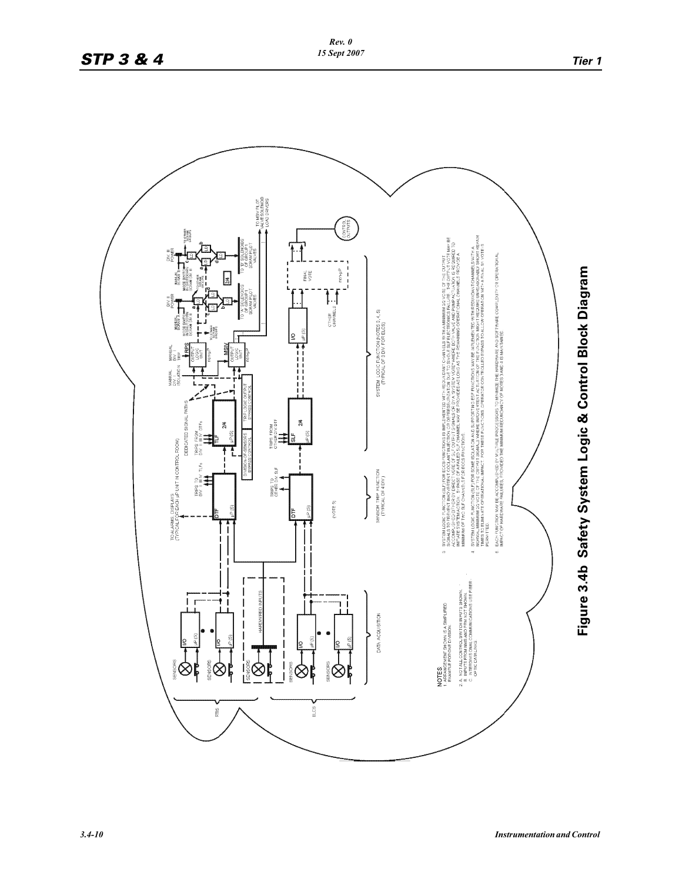NOTES
1. ARRANGEMENT SHOWN IS A SIMPLIFIED EXAMPLE FOR ONE DIVISION.
2. A. NOT ALL CONTROL SWITCH INPUTS SHOWN.
   B. INPUTS FROM NMS AND PRM NOT SHOWN.
   C. INTERDIVISIONAL COMMUNICATIONS USE FIBER OPTIC CABLING.
3. SYSTEM LOGIC FUNCTION (SLF) FOR ECCS FUNCTIONS IS IMPLEMENTED WITH REDUNDANT CHANNELS WITH A MINIMUM 2/2 VOTE OF THE OUTPUT SIGNALS TO PREVENT INADVERTENT COOLANT INJECTION OR DEPRESSURIZATION DUE TO SINGLE SLF ELECTRONICS FAILURE. THE OUTPUT VOTE MAY BE ACCOMPLISHED EITHER BY DIRECT VOTE OF SLF OUTPUT SIGNALS OR BY A SYSTEM VOTE WHERE BOTH VALVE AND PUMP ACTUATION IS REQUIRED TO INITIATE SYSTEM ACTION. BYPASS OF A FAILED SLF CHANNEL MAY BE PROVIDED AS LONG AS THE REMAINING OPERATIONAL CHANNELS PROVIDE A MINIMUM OF TWO SLF CHANNELS FOR ECCS FUNCTIONS.
4. SYSTEM LOGIC FUNCTION (SLF) FOR SOME ISOLATION AND SUPPORTING ESF FUNCTIONS MAY BE IMPLEMENTED WITH REDUNDANT CHANNELS WITH A MINIMUM 2/2 VOTE OF THE OUTPUT SIGNALS WHERE INADVERTENT ACTUATION OF THE FUNCTION MIGHT REQUIRE UNREASONABLY SHORT REPAIR TIMES TO ELIMINATE OPERATIONAL IMPACT. FOR THESE FUNCTIONS OPERATOR CONTROLLED BYPASS TO ALLOW OPERATION WITH A FINAL 1/1 VOTE IS PERMITTED.
5. EACH FUNCTION MAY BE ACCOMPLISHED BY MULTIPLE PROCESSORS TO MINIMIZE THE HARDWARE AND SOFTWARE COMPLEXITY OR OPERATIONAL IMPACT OF HARDWARE FAILURES, PROVIDED THE MINIMUM REDUNDANCY OF NOTES 3 AND 4 IS MAINTAINED.

**Figure 3.4b Safety System Logic & Control Block Diagram**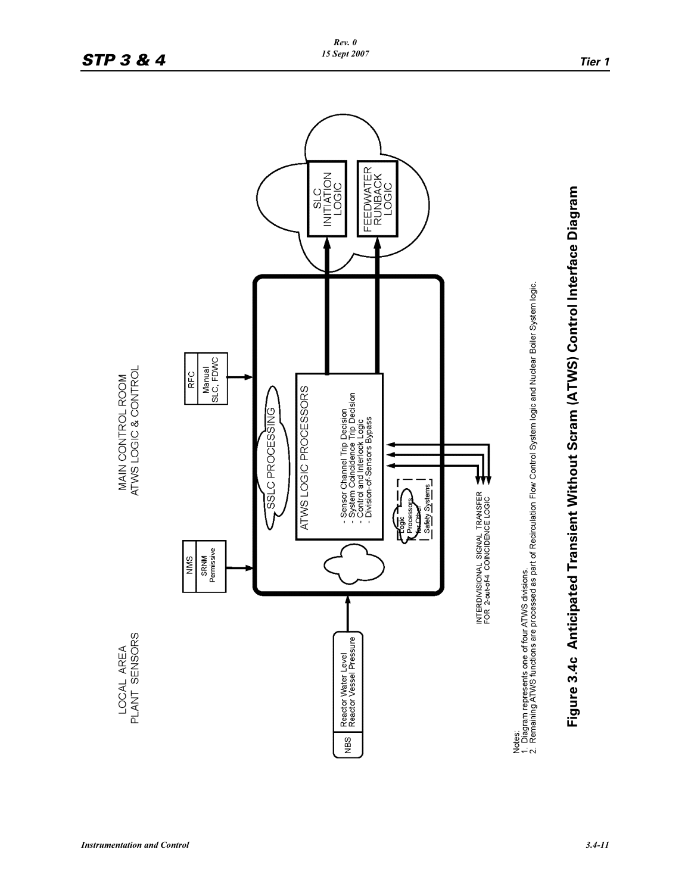LOCAL AREA
PLANT SENSORS

MAIN CONTROL ROOM
ATWS LOGIC & CONTROL

NBS | Reactor Water Level
Reactor Vessel Pressure

NMS | SRNM Permissive

RFC | Manual SLC, FDWC

SSLC PROCESSING

ATWS LOGIC PROCESSORS

- Sensor Channel Trip Decision
- System Coincidence Trip Decision
- Control and Interlock Logic
- Division-of-Sensors Bypass

Logic Processors for Other Safety Systems

INTERDIVISIONAL SIGNAL TRANSFER
FOR 2-out-of-4 COINCIDENCE LOGIC

SLC INITIATION LOGIC

FEEDWATER RUNBACK LOGIC

Notes:
1. Diagram represents one of four ATWS divisions.
2. Remaining ATWS functions are processed as part of Recirculation Flow Control System logic and Nuclear Boiler System logic.

**Figure 3.4c Anticipated Transient Without Scram (ATWS) Control Interface Diagram**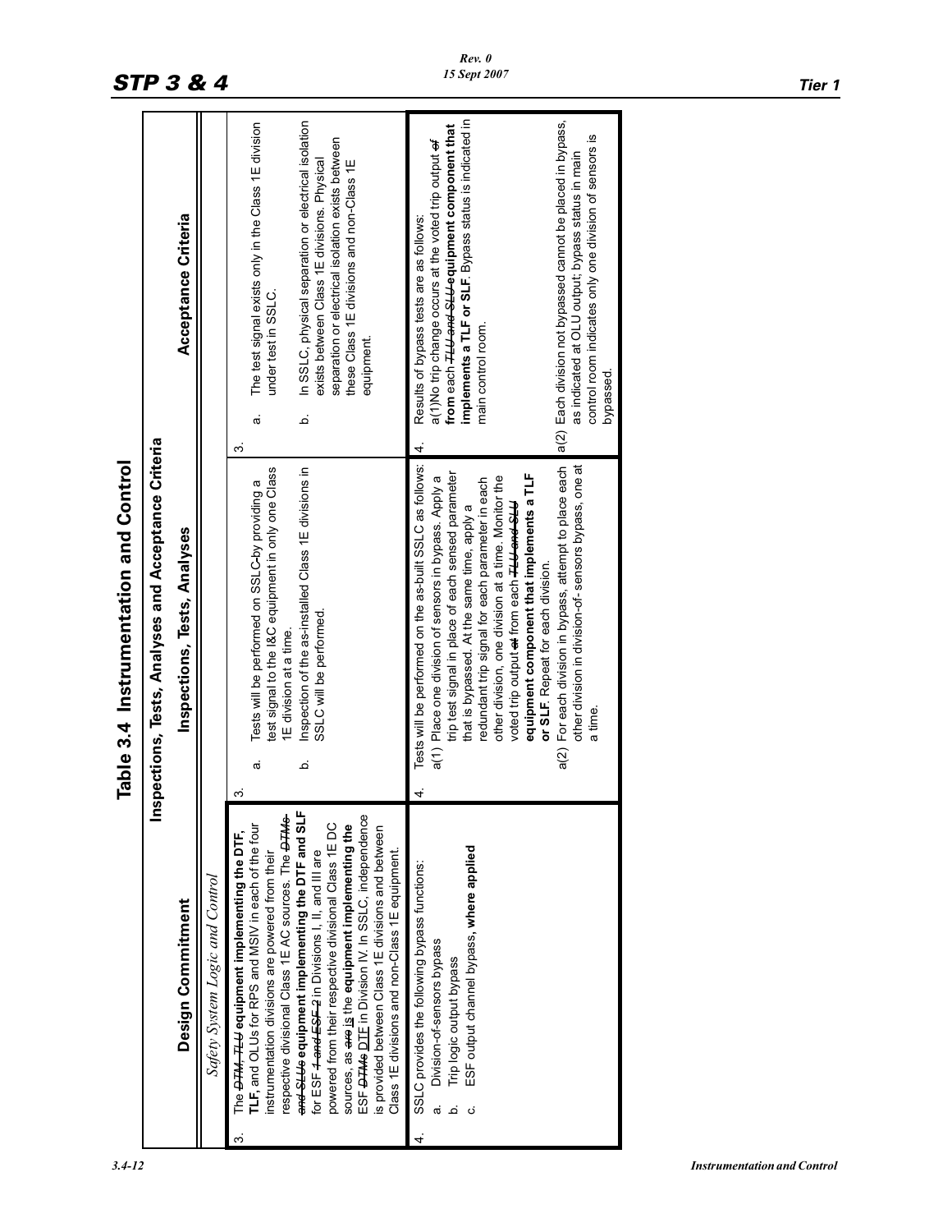## Table 3.4 Instrumentation and Control

| Design Commitment | Inspections, Tests, Analyses | Acceptance Criteria |
|---|---|---|
| *Safety System Logic and Control* | | |
| 3. The ~~DTM, TLU~~ **equipment implementing the DTF, TLF,** and OLUs for RPS and MSIV in each of the four instrumentation divisions are powered from their respective divisional Class 1E AC sources. The ~~DTMs and SLUs~~ **equipment implementing the DTF and SLF** for ESF ~~1 and ESF 2~~ in Divisions I, II, and III are powered from their respective divisional Class 1E DC sources, as ~~are~~ is the **equipment implementing the** ESF ~~DTMs~~ DTF in Division IV. In SSLC, independence is provided between Class 1E divisions and between Class 1E divisions and non-Class 1E equipment. | 3. a. Tests will be performed on SSLC ~~by~~ providing a test signal to the I&C equipment in only one Class 1E division at a time.<br>b. Inspection of the as-installed Class 1E divisions in SSLC will be performed. | 3. a. The test signal exists only in the Class 1E division under test in SSLC.<br>b. In SSLC, physical separation or electrical isolation exists between Class 1E divisions. Physical separation or electrical isolation exists between these Class 1E divisions and non-Class 1E equipment. |
| 4. SSLC provides the following bypass functions:<br>a. Division-of-sensors bypass<br>b. Trip logic output bypass<br>c. ESF output channel bypass, **where applied** | 4. Tests will be performed on the as-built SSLC as follows:<br>a(1) Place one division of sensors in bypass. Apply a trip test signal in place of each sensed parameter that is bypassed. At the same time, apply a redundant trip signal for each parameter in each other division, one division at a time. Monitor the voted trip output ~~at~~ from each ~~TLU and SLU~~ **equipment component that implements a TLF or SLF**. Repeat for each division.<br>a(2) For each division in bypass, attempt to place each other division in division-of- sensors bypass, one at a time. | 4. Results of bypass tests are as follows:<br>a(1)No trip change occurs at the voted trip output ~~of~~ **from** each ~~TLU and SLU~~ **equipment component that implements a TLF or SLF**. Bypass status is indicated in main control room.<br>a(2) Each division not bypassed cannot be placed in bypass, as indicated at OLU output; bypass status in main control room indicates only one division of sensors is bypassed. |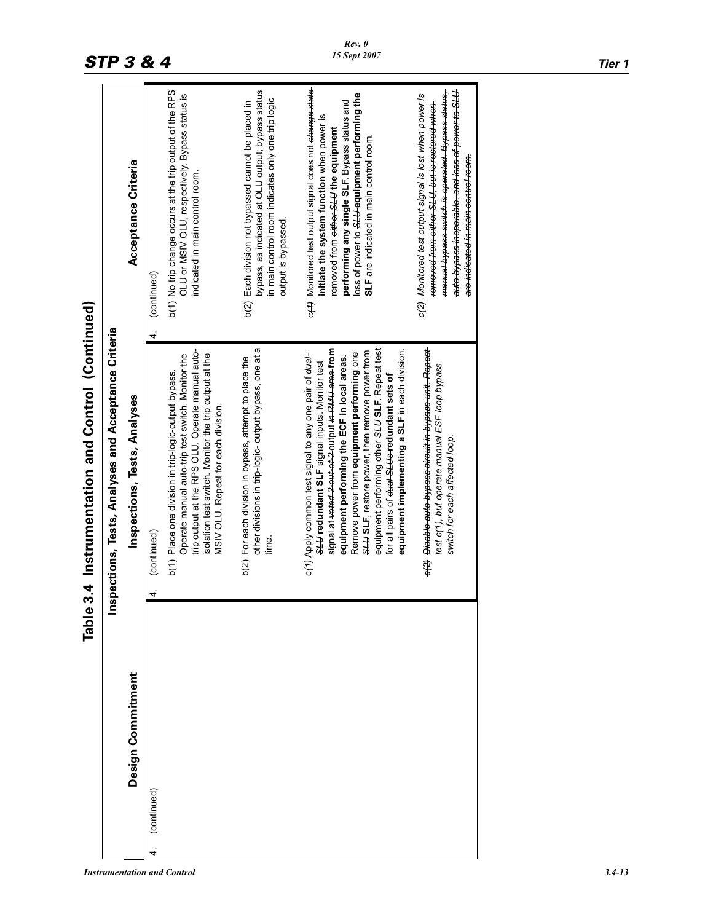# Table 3.4 Instrumentation and Control (Continued)

| Design Commitment | Inspections, Tests, Analyses | Acceptance Criteria |
|---|---|---|
| 4. (continued) | 4. (continued) | 4. (continued) |
| | b(1) Place one division in trip-logic-output bypass. Operate manual auto-trip test switch. Monitor the trip output at the RPS OLU. Operate manual auto-isolation test switch. Monitor the trip output at the MSIV OLU. Repeat for each division. | b(1) No trip change occurs at the trip output of the RPS OLU or MSIV OLU, respectively. Bypass status is indicated in main control room. |
| | b(2) For each division in bypass, attempt to place the other divisions in trip-logic- output bypass, one at a time. | b(2) Each division not bypassed cannot be placed in bypass, as indicated at OLU output; bypass status in main control room indicates only one trip logic output is bypassed. |
| | c~~(1)~~ Apply common test signal to any one pair of ~~dual SLU~~ **redundant SLF** signal inputs. Monitor test signal at ~~voted 2-out-of-2~~ output ~~in RMU area~~ **from equipment performing the ECF in local areas**. Remove power from **equipment performing** one ~~SLU~~ **SLF**, restore power, then remove power from equipment performing other ~~SLU~~ **SLF**. Repeat test for all pairs of ~~dual SLUs~~ **redundant sets of equipment implementing a SLF** in each division. | c~~(1)~~ Monitored test output signal does not ~~change state~~ **initiate the system function** when power is removed from ~~either SLU~~ **the equipment performing any single SLF**. Bypass status and loss of power to ~~SLU~~ **equipment performing the SLF** are indicated in main control room. |
| | ~~c(2) Disable auto bypass circuit in bypass unit. Repeat test c(1), but operate manual ESF loop bypass switch for each affected loop.~~ | ~~c(2) Monitored test output signal is lost when power is removed from either SLU, but is restored when manual bypass switch is operated. Bypass status, auto bypass inoperable, and loss of power to SLU are indicated in main control room.~~ |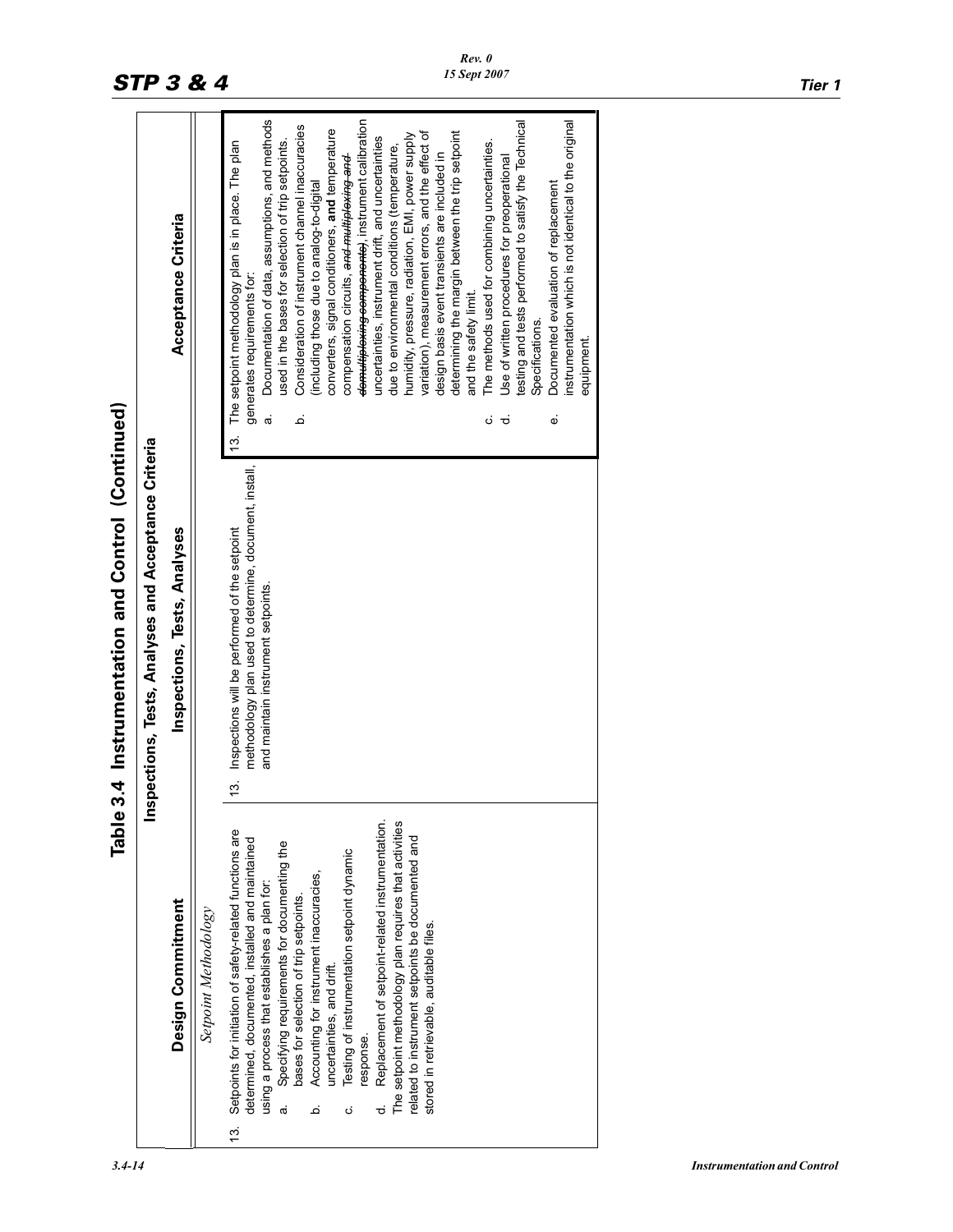# Table 3.4 Instrumentation and Control (Continued)

## Inspections, Tests, Analyses and Acceptance Criteria

| Design Commitment | Inspections, Tests, Analyses | Acceptance Criteria |
|---|---|---|
| *Setpoint Methodology* | | |
| 13. Setpoints for initiation of safety-related functions are determined, documented, installed and maintained using a process that establishes a plan for:<br>a. Specifying requirements for documenting the bases for selection of trip setpoints.<br>b. Accounting for instrument inaccuracies, uncertainties, and drift.<br>c. Testing of instrumentation setpoint dynamic response.<br>d. Replacement of setpoint-related instrumentation.<br>The setpoint methodology plan requires that activities related to instrument setpoints be documented and stored in retrievable, auditable files. | 13. Inspections will be performed of the setpoint methodology plan used to determine, document, install, and maintain instrument setpoints. | 13. The setpoint methodology plan is in place. The plan generates requirements for:<br>a. Documentation of data, assumptions, and methods used in the bases for selection of trip setpoints.<br>b. Consideration of instrument channel inaccuracies (including those due to analog-to-digital converters, signal conditioners, **and** temperature compensation circuits, ~~and multiplexing and demultiplexing components~~), instrument calibration uncertainties, instrument drift, and uncertainties due to environmental conditions (temperature, humidity, pressure, radiation, EMI, power supply variation), measurement errors, and the effect of design basis event transients are included in determining the margin between the trip setpoint and the safety limit.<br>c. The methods used for combining uncertainties.<br>d. Use of written procedures for preoperational testing and tests performed to satisfy the Technical Specifications.<br>e. Documented evaluation of replacement instrumentation which is not identical to the original equipment. |